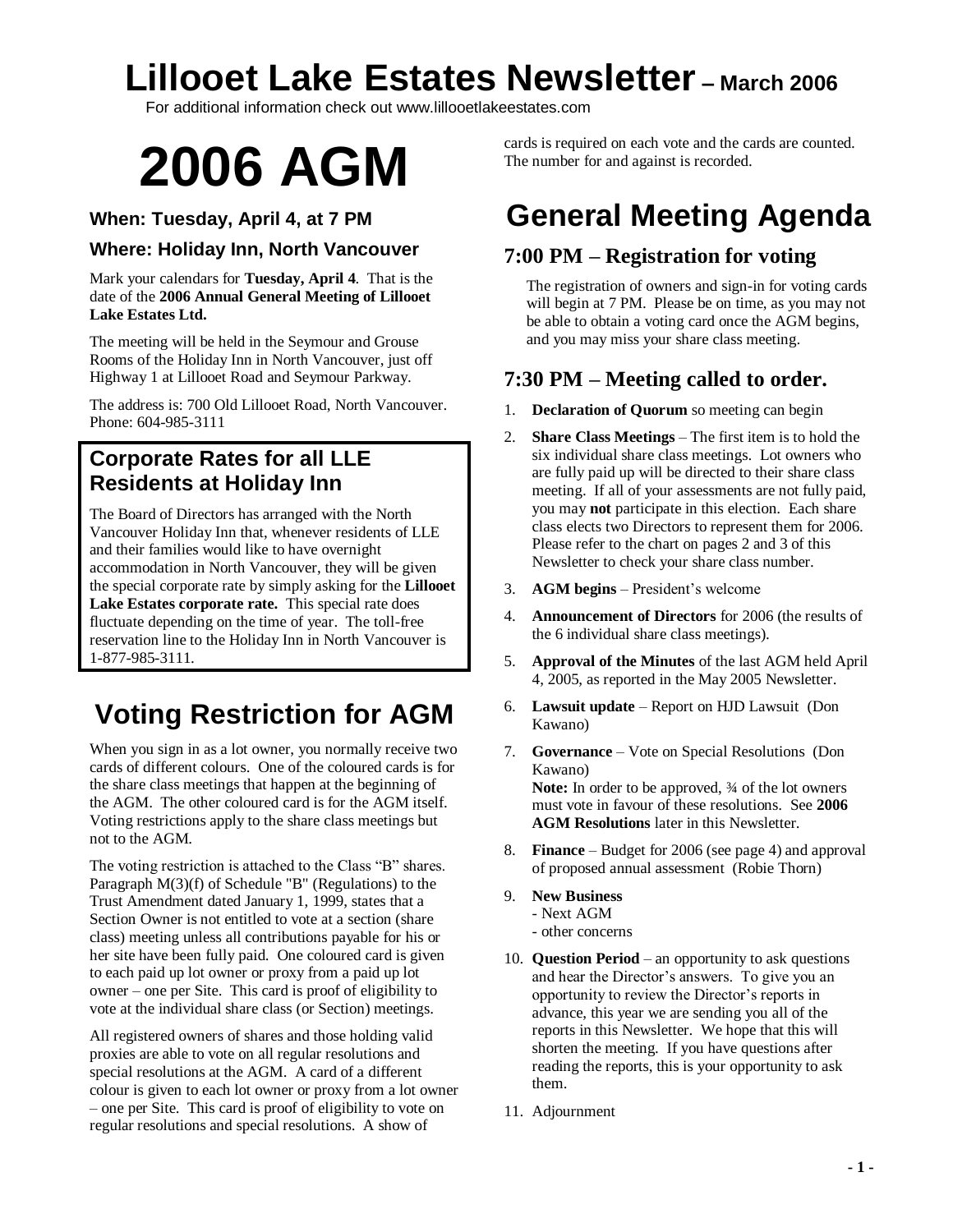# Lillooet Lake Estates Newsletter – March 2006

For additional information check out www.lillooetlakeestates.com

# 2006 AGM

### When: Tuesday, April 4, at 7 PM

### Where: Holiday Inn, North Vancouver

Mark your calendars for **Tuesday, April 4**. That is the date of the **2006 Annual General Meeting of Lillooet Lake Estates Ltd.**

The meeting will be held in the Seymour and Grouse Rooms of the Holiday Inn in North Vancouver, just off Highway 1 at Lillooet Road and Seymour Parkway.

The address is: 700 Old Lillooet Road, North Vancouver. Phone: 604-985-3111

### Corporate Rates for all LLE Residents at Holiday Inn

The Board of Directors has arranged with the North Vancouver Holiday Inn that, whenever residents of LLE and their families would like to have overnight accommodation in North Vancouver, they will be given the special corporate rate by simply asking for the **Lillooet Lake Estates corporate rate.** This special rate does fluctuate depending on the time of year. The toll-free reservation line to the Holiday Inn in North Vancouver is 1-877-985-3111.

## Voting Restriction for AGM

When you sign in as a lot owner, you normally receive two cards of different colours. One of the coloured cards is for the share class meetings that happen at the beginning of the AGM. The other coloured card is for the AGM itself. Voting restrictions apply to the share class meetings but not to the AGM.

The voting restriction is attached to the Class "B" shares. Paragraph M(3)(f) of Schedule "B" (Regulations) to the Trust Amendment dated January 1, 1999, states that a Section Owner is not entitled to vote at a section (share class) meeting unless all contributions payable for his or her site have been fully paid. One coloured card is given to each paid up lot owner or proxy from a paid up lot owner – one per Site. This card is proof of eligibility to vote at the individual share class (or Section) meetings.

All registered owners of shares and those holding valid proxies are able to vote on all regular resolutions and special resolutions at the AGM. A card of a different colour is given to each lot owner or proxy from a lot owner – one per Site. This card is proof of eligibility to vote on regular resolutions and special resolutions. A show of cards is required on each vote and the cards are counted. The number for and against is recorded.

# General Meeting Agenda

### 7:00 PM – Registration for voting

The registration of owners and sign-in for voting cards will begin at 7 PM. Please be on time, as you may not be able to obtain a voting card once the AGM begins, and you may miss your share class meeting.

### 7:30 PM – Meeting called to order.

1. **Declaration of Quorum** so meeting can begin
2. **Share Class Meetings** – The first item is to hold the six individual share class meetings. Lot owners who are fully paid up will be directed to their share class meeting. If all of your assessments are not fully paid, you may **not** participate in this election. Each share class elects two Directors to represent them for 2006. Please refer to the chart on pages 2 and 3 of this Newsletter to check your share class number.
3. **AGM begins** – President's welcome
4. **Announcement of Directors** for 2006 (the results of the 6 individual share class meetings).
5. **Approval of the Minutes** of the last AGM held April 4, 2005, as reported in the May 2005 Newsletter.
6. **Lawsuit update** – Report on HJD Lawsuit (Don Kawano)
7. **Governance** – Vote on Special Resolutions (Don Kawano)
   **Note:** In order to be approved, ¾ of the lot owners must vote in favour of these resolutions. See **2006 AGM Resolutions** later in this Newsletter.
8. **Finance** – Budget for 2006 (see page 4) and approval of proposed annual assessment (Robie Thorn)
9. **New Business**
   - Next AGM
   - other concerns
10. **Question Period** – an opportunity to ask questions and hear the Director's answers. To give you an opportunity to review the Director's reports in advance, this year we are sending you all of the reports in this Newsletter. We hope that this will shorten the meeting. If you have questions after reading the reports, this is your opportunity to ask them.
11. Adjournment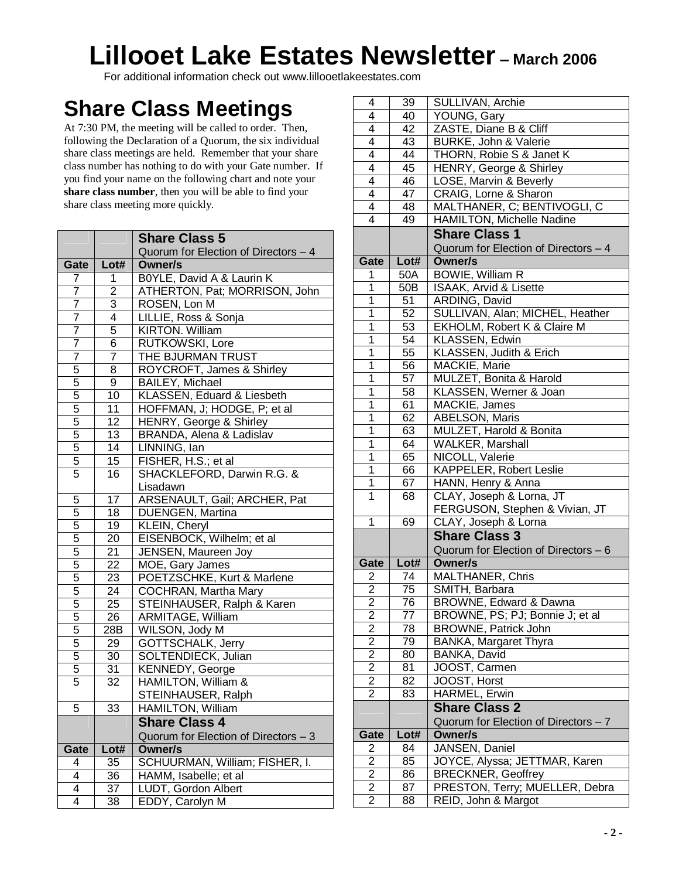# Lillooet Lake Estates Newsletter – March 2006

For additional information check out www.lillooetlakeestates.com

## Share Class Meetings

At 7:30 PM, the meeting will be called to order. Then, following the Declaration of a Quorum, the six individual share class meetings are held. Remember that your share class number has nothing to do with your Gate number. If you find your name on the following chart and note your **share class number**, then you will be able to find your share class meeting more quickly.

| | | **Share Class 5** Quorum for Election of Directors – 4 |
|---|---|---|
| **Gate** | **Lot#** | **Owner/s** |
| 7 | 1 | B0YLE, David A & Laurin K |
| 7 | 2 | ATHERTON, Pat; MORRISON, John |
| 7 | 3 | ROSEN, Lon M |
| 7 | 4 | LILLIE, Ross & Sonja |
| 7 | 5 | KIRTON. William |
| 7 | 6 | RUTKOWSKI, Lore |
| 7 | 7 | THE BJURMAN TRUST |
| 5 | 8 | ROYCROFT, James & Shirley |
| 5 | 9 | BAILEY, Michael |
| 5 | 10 | KLASSEN, Eduard & Liesbeth |
| 5 | 11 | HOFFMAN, J; HODGE, P; et al |
| 5 | 12 | HENRY, George & Shirley |
| 5 | 13 | BRANDA, Alena & Ladislav |
| 5 | 14 | LINNING, Ian |
| 5 | 15 | FISHER, H.S.; et al |
| 5 | 16 | SHACKLEFORD, Darwin R.G. & Lisadawn |
| 5 | 17 | ARSENAULT, Gail; ARCHER, Pat |
| 5 | 18 | DUENGEN, Martina |
| 5 | 19 | KLEIN, Cheryl |
| 5 | 20 | EISENBOCK, Wilhelm; et al |
| 5 | 21 | JENSEN, Maureen Joy |
| 5 | 22 | MOE, Gary James |
| 5 | 23 | POETZSCHKE, Kurt & Marlene |
| 5 | 24 | COCHRAN, Martha Mary |
| 5 | 25 | STEINHAUSER, Ralph & Karen |
| 5 | 26 | ARMITAGE, William |
| 5 | 28B | WILSON, Jody M |
| 5 | 29 | GOTTSCHALK, Jerry |
| 5 | 30 | SOLTENDIECK, Julian |
| 5 | 31 | KENNEDY, George |
| 5 | 32 | HAMILTON, William & STEINHAUSER, Ralph |
| 5 | 33 | HAMILTON, William |

| | | **Share Class 4** Quorum for Election of Directors – 3 |
|---|---|---|
| **Gate** | **Lot#** | **Owner/s** |
| 4 | 35 | SCHUURMAN, William; FISHER, I. |
| 4 | 36 | HAMM, Isabelle; et al |
| 4 | 37 | LUDT, Gordon Albert |
| 4 | 38 | EDDY, Carolyn M |
| 4 | 39 | SULLIVAN, Archie |
| 4 | 40 | YOUNG, Gary |
| 4 | 42 | ZASTE, Diane B & Cliff |
| 4 | 43 | BURKE, John & Valerie |
| 4 | 44 | THORN, Robie S & Janet K |
| 4 | 45 | HENRY, George & Shirley |
| 4 | 46 | LOSE, Marvin & Beverly |
| 4 | 47 | CRAIG, Lorne & Sharon |
| 4 | 48 | MALTHANER, C; BENTIVOGLI, C |
| 4 | 49 | HAMILTON, Michelle Nadine |

| | | **Share Class 1** Quorum for Election of Directors – 4 |
|---|---|---|
| **Gate** | **Lot#** | **Owner/s** |
| 1 | 50A | BOWIE, William R |
| 1 | 50B | ISAAK, Arvid & Lisette |
| 1 | 51 | ARDING, David |
| 1 | 52 | SULLIVAN, Alan; MICHEL, Heather |
| 1 | 53 | EKHOLM, Robert K & Claire M |
| 1 | 54 | KLASSEN, Edwin |
| 1 | 55 | KLASSEN, Judith & Erich |
| 1 | 56 | MACKIE, Marie |
| 1 | 57 | MULZET, Bonita & Harold |
| 1 | 58 | KLASSEN, Werner & Joan |
| 1 | 61 | MACKIE, James |
| 1 | 62 | ABELSON, Maris |
| 1 | 63 | MULZET, Harold & Bonita |
| 1 | 64 | WALKER, Marshall |
| 1 | 65 | NICOLL, Valerie |
| 1 | 66 | KAPPELER, Robert Leslie |
| 1 | 67 | HANN, Henry & Anna |
| 1 | 68 | CLAY, Joseph & Lorna, JT FERGUSON, Stephen & Vivian, JT |
| 1 | 69 | CLAY, Joseph & Lorna |

| | | **Share Class 3** Quorum for Election of Directors – 6 |
|---|---|---|
| **Gate** | **Lot#** | **Owner/s** |
| 2 | 74 | MALTHANER, Chris |
| 2 | 75 | SMITH, Barbara |
| 2 | 76 | BROWNE, Edward & Dawna |
| 2 | 77 | BROWNE, PS; PJ; Bonnie J; et al |
| 2 | 78 | BROWNE, Patrick John |
| 2 | 79 | BANKA, Margaret Thyra |
| 2 | 80 | BANKA, David |
| 2 | 81 | JOOST, Carmen |
| 2 | 82 | JOOST, Horst |
| 2 | 83 | HARMEL, Erwin |

| | | **Share Class 2** Quorum for Election of Directors – 7 |
|---|---|---|
| **Gate** | **Lot#** | **Owner/s** |
| 2 | 84 | JANSEN, Daniel |
| 2 | 85 | JOYCE, Alyssa; JETTMAR, Karen |
| 2 | 86 | BRECKNER, Geoffrey |
| 2 | 87 | PRESTON, Terry; MUELLER, Debra |
| 2 | 88 | REID, John & Margot |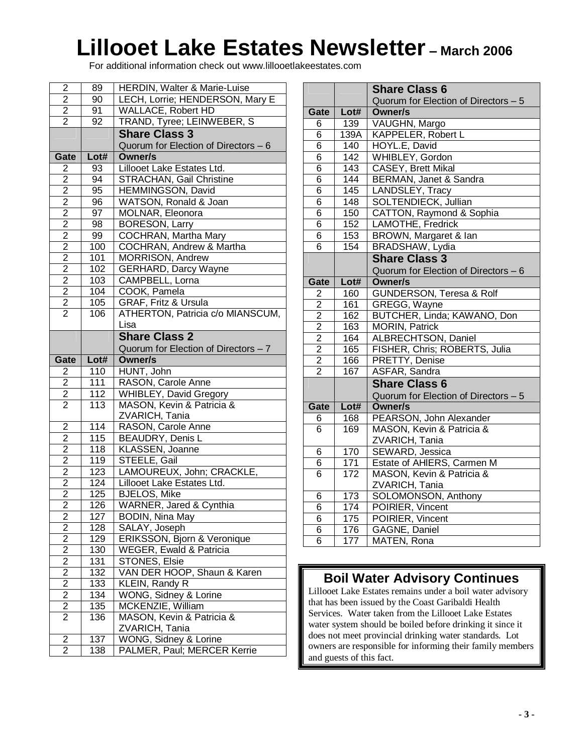# Lillooet Lake Estates Newsletter – March 2006

For additional information check out www.lillooetlakeestates.com

| Gate | Lot# | Owner/s |
|---|---|---|
| 2 | 89 | HERDIN, Walter & Marie-Luise |
| 2 | 90 | LECH, Lorrie; HENDERSON, Mary E |
| 2 | 91 | WALLACE, Robert HD |
| 2 | 92 | TRAND, Tyree; LEINWEBER, S |

| | | **Share Class 3** Quorum for Election of Directors – 6 |
|---|---|---|
| **Gate** | **Lot#** | **Owner/s** |
| 2 | 93 | Lillooet Lake Estates Ltd. |
| 2 | 94 | STRACHAN, Gail Christine |
| 2 | 95 | HEMMINGSON, David |
| 2 | 96 | WATSON, Ronald & Joan |
| 2 | 97 | MOLNAR, Eleonora |
| 2 | 98 | BORESON, Larry |
| 2 | 99 | COCHRAN, Martha Mary |
| 2 | 100 | COCHRAN, Andrew & Martha |
| 2 | 101 | MORRISON, Andrew |
| 2 | 102 | GERHARD, Darcy Wayne |
| 2 | 103 | CAMPBELL, Lorna |
| 2 | 104 | COOK, Pamela |
| 2 | 105 | GRAF, Fritz & Ursula |
| 2 | 106 | ATHERTON, Patricia c/o MIANSCUM, Lisa |

| | | **Share Class 2** Quorum for Election of Directors – 7 |
|---|---|---|
| **Gate** | **Lot#** | **Owner/s** |
| 2 | 110 | HUNT, John |
| 2 | 111 | RASON, Carole Anne |
| 2 | 112 | WHIBLEY, David Gregory |
| 2 | 113 | MASON, Kevin & Patricia & ZVARICH, Tania |
| 2 | 114 | RASON, Carole Anne |
| 2 | 115 | BEAUDRY, Denis L |
| 2 | 118 | KLASSEN, Joanne |
| 2 | 119 | STEELE, Gail |
| 2 | 123 | LAMOUREUX, John; CRACKLE, |
| 2 | 124 | Lillooet Lake Estates Ltd. |
| 2 | 125 | BJELOS, Mike |
| 2 | 126 | WARNER, Jared & Cynthia |
| 2 | 127 | BODIN, Nina May |
| 2 | 128 | SALAY, Joseph |
| 2 | 129 | ERIKSSON, Bjorn & Veronique |
| 2 | 130 | WEGER, Ewald & Patricia |
| 2 | 131 | STONES, Elsie |
| 2 | 132 | VAN DER HOOP, Shaun & Karen |
| 2 | 133 | KLEIN, Randy R |
| 2 | 134 | WONG, Sidney & Lorine |
| 2 | 135 | MCKENZIE, William |
| 2 | 136 | MASON, Kevin & Patricia & ZVARICH, Tania |
| 2 | 137 | WONG, Sidney & Lorine |
| 2 | 138 | PALMER, Paul; MERCER Kerrie |

| | | **Share Class 6** Quorum for Election of Directors – 5 |
|---|---|---|
| **Gate** | **Lot#** | **Owner/s** |
| 6 | 139 | VAUGHN, Margo |
| 6 | 139A | KAPPELER, Robert L |
| 6 | 140 | HOYL.E, David |
| 6 | 142 | WHIBLEY, Gordon |
| 6 | 143 | CASEY, Brett Mikal |
| 6 | 144 | BERMAN, Janet & Sandra |
| 6 | 145 | LANDSLEY, Tracy |
| 6 | 148 | SOLTENDIECK, Jullian |
| 6 | 150 | CATTON, Raymond & Sophia |
| 6 | 152 | LAMOTHE, Fredrick |
| 6 | 153 | BROWN, Margaret & Ian |
| 6 | 154 | BRADSHAW, Lydia |

| | | **Share Class 3** Quorum for Election of Directors – 6 |
|---|---|---|
| **Gate** | **Lot#** | **Owner/s** |
| 2 | 160 | GUNDERSON, Teresa & Rolf |
| 2 | 161 | GREGG, Wayne |
| 2 | 162 | BUTCHER, Linda; KAWANO, Don |
| 2 | 163 | MORIN, Patrick |
| 2 | 164 | ALBRECHTSON, Daniel |
| 2 | 165 | FISHER, Chris; ROBERTS, Julia |
| 2 | 166 | PRETTY, Denise |
| 2 | 167 | ASFAR, Sandra |

| | | **Share Class 6** Quorum for Election of Directors – 5 |
|---|---|---|
| **Gate** | **Lot#** | **Owner/s** |
| 6 | 168 | PEARSON, John Alexander |
| 6 | 169 | MASON, Kevin & Patricia & ZVARICH, Tania |
| 6 | 170 | SEWARD, Jessica |
| 6 | 171 | Estate of AHIERS, Carmen M |
| 6 | 172 | MASON, Kevin & Patricia & ZVARICH, Tania |
| 6 | 173 | SOLOMONSON, Anthony |
| 6 | 174 | POIRIER, Vincent |
| 6 | 175 | POIRIER, Vincent |
| 6 | 176 | GAGNE, Daniel |
| 6 | 177 | MATEN, Rona |

## Boil Water Advisory Continues

Lillooet Lake Estates remains under a boil water advisory that has been issued by the Coast Garibaldi Health Services. Water taken from the Lillooet Lake Estates water system should be boiled before drinking it since it does not meet provincial drinking water standards. Lot owners are responsible for informing their family members and guests of this fact.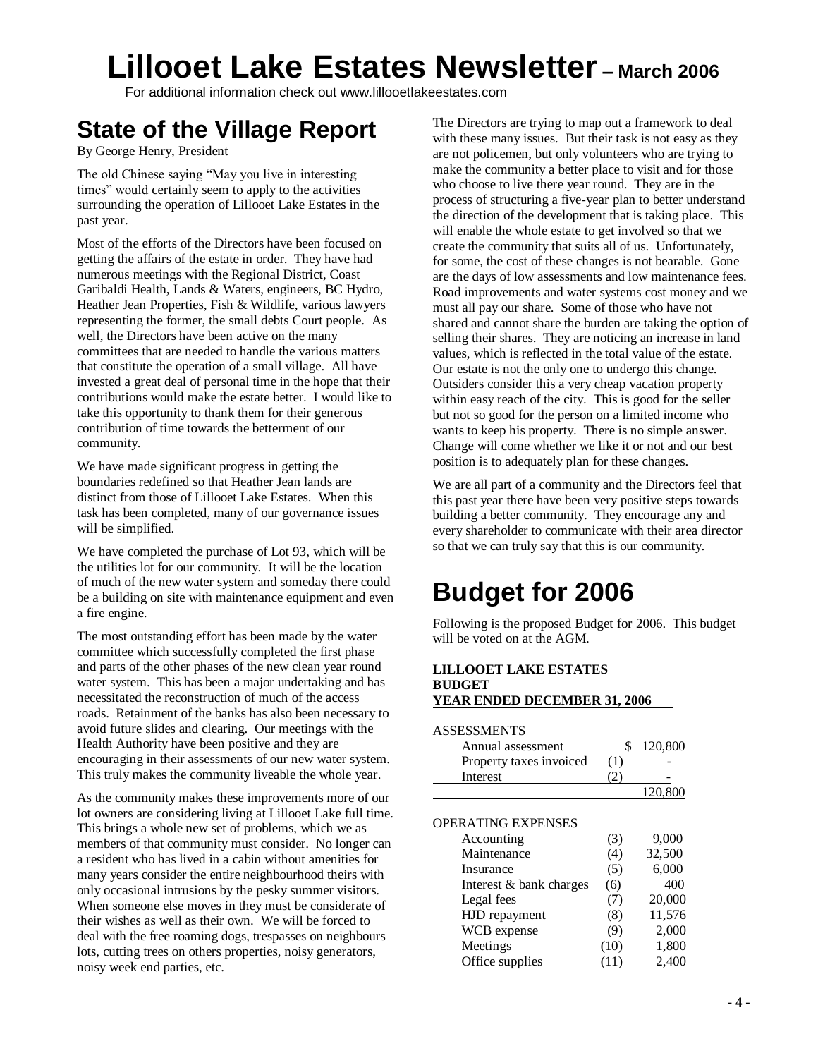# Lillooet Lake Estates Newsletter – March 2006

For additional information check out www.lillooetlakeestates.com

## State of the Village Report

By George Henry, President

The old Chinese saying "May you live in interesting times" would certainly seem to apply to the activities surrounding the operation of Lillooet Lake Estates in the past year.

Most of the efforts of the Directors have been focused on getting the affairs of the estate in order. They have had numerous meetings with the Regional District, Coast Garibaldi Health, Lands & Waters, engineers, BC Hydro, Heather Jean Properties, Fish & Wildlife, various lawyers representing the former, the small debts Court people. As well, the Directors have been active on the many committees that are needed to handle the various matters that constitute the operation of a small village. All have invested a great deal of personal time in the hope that their contributions would make the estate better. I would like to take this opportunity to thank them for their generous contribution of time towards the betterment of our community.

We have made significant progress in getting the boundaries redefined so that Heather Jean lands are distinct from those of Lillooet Lake Estates. When this task has been completed, many of our governance issues will be simplified.

We have completed the purchase of Lot 93, which will be the utilities lot for our community. It will be the location of much of the new water system and someday there could be a building on site with maintenance equipment and even a fire engine.

The most outstanding effort has been made by the water committee which successfully completed the first phase and parts of the other phases of the new clean year round water system. This has been a major undertaking and has necessitated the reconstruction of much of the access roads. Retainment of the banks has also been necessary to avoid future slides and clearing. Our meetings with the Health Authority have been positive and they are encouraging in their assessments of our new water system. This truly makes the community liveable the whole year.

As the community makes these improvements more of our lot owners are considering living at Lillooet Lake full time. This brings a whole new set of problems, which we as members of that community must consider. No longer can a resident who has lived in a cabin without amenities for many years consider the entire neighbourhood theirs with only occasional intrusions by the pesky summer visitors. When someone else moves in they must be considerate of their wishes as well as their own. We will be forced to deal with the free roaming dogs, trespasses on neighbours lots, cutting trees on others properties, noisy generators, noisy week end parties, etc.

The Directors are trying to map out a framework to deal with these many issues. But their task is not easy as they are not policemen, but only volunteers who are trying to make the community a better place to visit and for those who choose to live there year round. They are in the process of structuring a five-year plan to better understand the direction of the development that is taking place. This will enable the whole estate to get involved so that we create the community that suits all of us. Unfortunately, for some, the cost of these changes is not bearable. Gone are the days of low assessments and low maintenance fees. Road improvements and water systems cost money and we must all pay our share. Some of those who have not shared and cannot share the burden are taking the option of selling their shares. They are noticing an increase in land values, which is reflected in the total value of the estate. Our estate is not the only one to undergo this change. Outsiders consider this a very cheap vacation property within easy reach of the city. This is good for the seller but not so good for the person on a limited income who wants to keep his property. There is no simple answer. Change will come whether we like it or not and our best position is to adequately plan for these changes.

We are all part of a community and the Directors feel that this past year there have been very positive steps towards building a better community. They encourage any and every shareholder to communicate with their area director so that we can truly say that this is our community.

## Budget for 2006

Following is the proposed Budget for 2006. This budget will be voted on at the AGM.

**LILLOOET LAKE ESTATES**
**BUDGET**
**YEAR ENDED DECEMBER 31, 2006**

| | | |
|---|---|---|
| **ASSESSMENTS** | | |
| Annual assessment | | $ 120,800 |
| Property taxes invoiced | (1) | - |
| Interest | (2) | - |
| | | 120,800 |
| **OPERATING EXPENSES** | | |
| Accounting | (3) | 9,000 |
| Maintenance | (4) | 32,500 |
| Insurance | (5) | 6,000 |
| Interest & bank charges | (6) | 400 |
| Legal fees | (7) | 20,000 |
| HJD repayment | (8) | 11,576 |
| WCB expense | (9) | 2,000 |
| Meetings | (10) | 1,800 |
| Office supplies | (11) | 2,400 |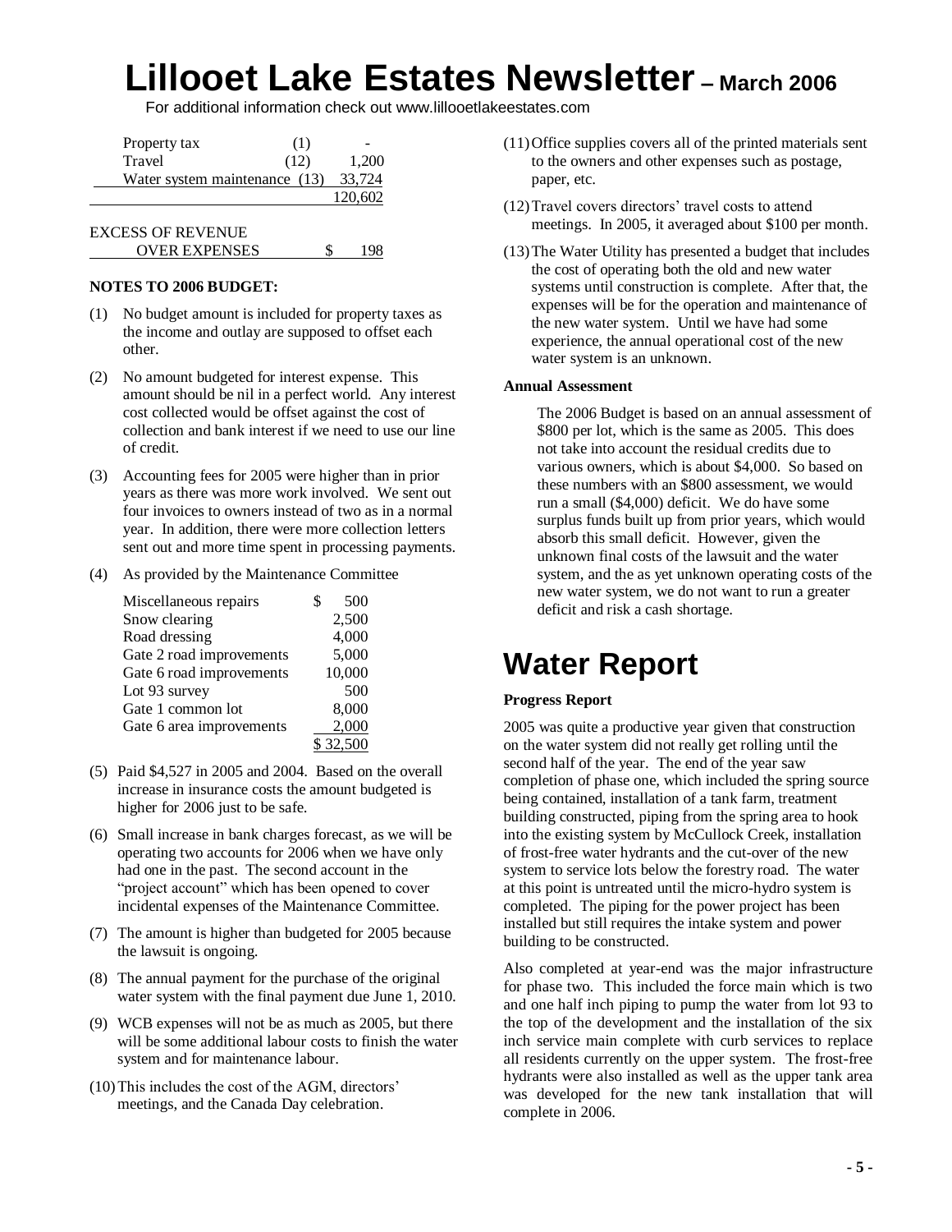# Lillooet Lake Estates Newsletter – March 2006

For additional information check out www.lillooetlakeestates.com

| | | |
|---|---|---|
| Property tax | (1) | - |
| Travel | (12) | 1,200 |
| Water system maintenance | (13) | 33,724 |
| | | 120,602 |
| | | |
| EXCESS OF REVENUE OVER EXPENSES | | $ 198 |

**NOTES TO 2006 BUDGET:**

(1) No budget amount is included for property taxes as the income and outlay are supposed to offset each other.

(2) No amount budgeted for interest expense. This amount should be nil in a perfect world. Any interest cost collected would be offset against the cost of collection and bank interest if we need to use our line of credit.

(3) Accounting fees for 2005 were higher than in prior years as there was more work involved. We sent out four invoices to owners instead of two as in a normal year. In addition, there were more collection letters sent out and more time spent in processing payments.

(4) As provided by the Maintenance Committee

| | |
|---|---|
| Miscellaneous repairs | $ 500 |
| Snow clearing | 2,500 |
| Road dressing | 4,000 |
| Gate 2 road improvements | 5,000 |
| Gate 6 road improvements | 10,000 |
| Lot 93 survey | 500 |
| Gate 1 common lot | 8,000 |
| Gate 6 area improvements | 2,000 |
| | $ 32,500 |

(5) Paid $4,527 in 2005 and 2004. Based on the overall increase in insurance costs the amount budgeted is higher for 2006 just to be safe.

(6) Small increase in bank charges forecast, as we will be operating two accounts for 2006 when we have only had one in the past. The second account in the "project account" which has been opened to cover incidental expenses of the Maintenance Committee.

(7) The amount is higher than budgeted for 2005 because the lawsuit is ongoing.

(8) The annual payment for the purchase of the original water system with the final payment due June 1, 2010.

(9) WCB expenses will not be as much as 2005, but there will be some additional labour costs to finish the water system and for maintenance labour.

(10) This includes the cost of the AGM, directors' meetings, and the Canada Day celebration.

(11) Office supplies covers all of the printed materials sent to the owners and other expenses such as postage, paper, etc.

(12) Travel covers directors' travel costs to attend meetings. In 2005, it averaged about $100 per month.

(13) The Water Utility has presented a budget that includes the cost of operating both the old and new water systems until construction is complete. After that, the expenses will be for the operation and maintenance of the new water system. Until we have had some experience, the annual operational cost of the new water system is an unknown.

**Annual Assessment**

The 2006 Budget is based on an annual assessment of $800 per lot, which is the same as 2005. This does not take into account the residual credits due to various owners, which is about $4,000. So based on these numbers with an $800 assessment, we would run a small ($4,000) deficit. We do have some surplus funds built up from prior years, which would absorb this small deficit. However, given the unknown final costs of the lawsuit and the water system, and the as yet unknown operating costs of the new water system, we do not want to run a greater deficit and risk a cash shortage.

# Water Report

**Progress Report**

2005 was quite a productive year given that construction on the water system did not really get rolling until the second half of the year. The end of the year saw completion of phase one, which included the spring source being contained, installation of a tank farm, treatment building constructed, piping from the spring area to hook into the existing system by McCullock Creek, installation of frost-free water hydrants and the cut-over of the new system to service lots below the forestry road. The water at this point is untreated until the micro-hydro system is completed. The piping for the power project has been installed but still requires the intake system and power building to be constructed.

Also completed at year-end was the major infrastructure for phase two. This included the force main which is two and one half inch piping to pump the water from lot 93 to the top of the development and the installation of the six inch service main complete with curb services to replace all residents currently on the upper system. The frost-free hydrants were also installed as well as the upper tank area was developed for the new tank installation that will complete in 2006.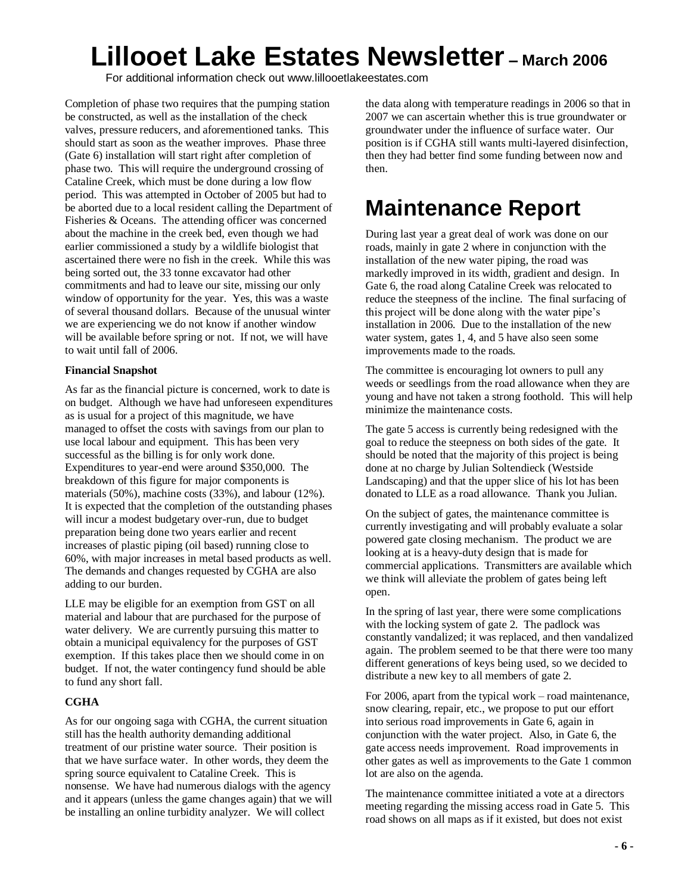# Lillooet Lake Estates Newsletter – March 2006

For additional information check out www.lillooetlakeestates.com

Completion of phase two requires that the pumping station be constructed, as well as the installation of the check valves, pressure reducers, and aforementioned tanks. This should start as soon as the weather improves. Phase three (Gate 6) installation will start right after completion of phase two. This will require the underground crossing of Cataline Creek, which must be done during a low flow period. This was attempted in October of 2005 but had to be aborted due to a local resident calling the Department of Fisheries & Oceans. The attending officer was concerned about the machine in the creek bed, even though we had earlier commissioned a study by a wildlife biologist that ascertained there were no fish in the creek. While this was being sorted out, the 33 tonne excavator had other commitments and had to leave our site, missing our only window of opportunity for the year. Yes, this was a waste of several thousand dollars. Because of the unusual winter we are experiencing we do not know if another window will be available before spring or not. If not, we will have to wait until fall of 2006.

**Financial Snapshot**

As far as the financial picture is concerned, work to date is on budget. Although we have had unforeseen expenditures as is usual for a project of this magnitude, we have managed to offset the costs with savings from our plan to use local labour and equipment. This has been very successful as the billing is for only work done. Expenditures to year-end were around $350,000. The breakdown of this figure for major components is materials (50%), machine costs (33%), and labour (12%). It is expected that the completion of the outstanding phases will incur a modest budgetary over-run, due to budget preparation being done two years earlier and recent increases of plastic piping (oil based) running close to 60%, with major increases in metal based products as well. The demands and changes requested by CGHA are also adding to our burden.

LLE may be eligible for an exemption from GST on all material and labour that are purchased for the purpose of water delivery. We are currently pursuing this matter to obtain a municipal equivalency for the purposes of GST exemption. If this takes place then we should come in on budget. If not, the water contingency fund should be able to fund any short fall.

**CGHA**

As for our ongoing saga with CGHA, the current situation still has the health authority demanding additional treatment of our pristine water source. Their position is that we have surface water. In other words, they deem the spring source equivalent to Cataline Creek. This is nonsense. We have had numerous dialogs with the agency and it appears (unless the game changes again) that we will be installing an online turbidity analyzer. We will collect the data along with temperature readings in 2006 so that in 2007 we can ascertain whether this is true groundwater or groundwater under the influence of surface water. Our position is if CGHA still wants multi-layered disinfection, then they had better find some funding between now and then.

# Maintenance Report

During last year a great deal of work was done on our roads, mainly in gate 2 where in conjunction with the installation of the new water piping, the road was markedly improved in its width, gradient and design. In Gate 6, the road along Cataline Creek was relocated to reduce the steepness of the incline. The final surfacing of this project will be done along with the water pipe's installation in 2006. Due to the installation of the new water system, gates 1, 4, and 5 have also seen some improvements made to the roads.

The committee is encouraging lot owners to pull any weeds or seedlings from the road allowance when they are young and have not taken a strong foothold. This will help minimize the maintenance costs.

The gate 5 access is currently being redesigned with the goal to reduce the steepness on both sides of the gate. It should be noted that the majority of this project is being done at no charge by Julian Soltendieck (Westside Landscaping) and that the upper slice of his lot has been donated to LLE as a road allowance. Thank you Julian.

On the subject of gates, the maintenance committee is currently investigating and will probably evaluate a solar powered gate closing mechanism. The product we are looking at is a heavy-duty design that is made for commercial applications. Transmitters are available which we think will alleviate the problem of gates being left open.

In the spring of last year, there were some complications with the locking system of gate 2. The padlock was constantly vandalized; it was replaced, and then vandalized again. The problem seemed to be that there were too many different generations of keys being used, so we decided to distribute a new key to all members of gate 2.

For 2006, apart from the typical work – road maintenance, snow clearing, repair, etc., we propose to put our effort into serious road improvements in Gate 6, again in conjunction with the water project. Also, in Gate 6, the gate access needs improvement. Road improvements in other gates as well as improvements to the Gate 1 common lot are also on the agenda.

The maintenance committee initiated a vote at a directors meeting regarding the missing access road in Gate 5. This road shows on all maps as if it existed, but does not exist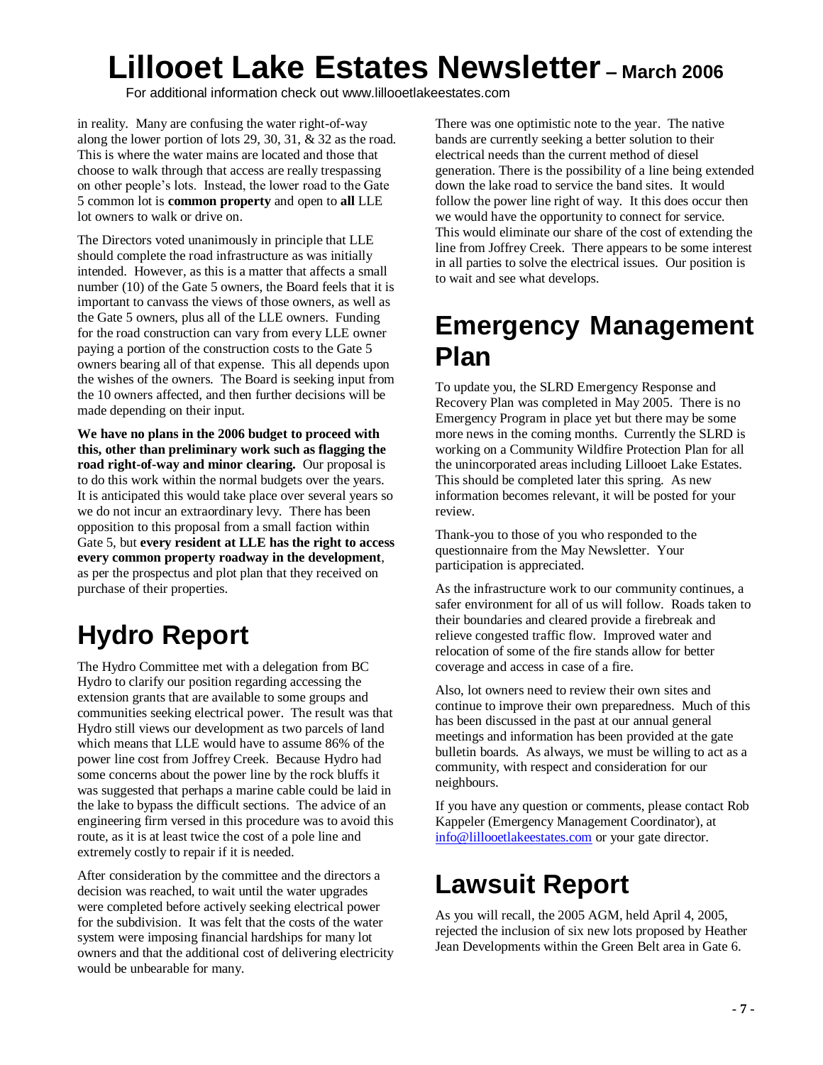in reality. Many are confusing the water right-of-way along the lower portion of lots 29, 30, 31, & 32 as the road. This is where the water mains are located and those that choose to walk through that access are really trespassing on other people's lots. Instead, the lower road to the Gate 5 common lot is **common property** and open to **all** LLE lot owners to walk or drive on.

The Directors voted unanimously in principle that LLE should complete the road infrastructure as was initially intended. However, as this is a matter that affects a small number (10) of the Gate 5 owners, the Board feels that it is important to canvass the views of those owners, as well as the Gate 5 owners, plus all of the LLE owners. Funding for the road construction can vary from every LLE owner paying a portion of the construction costs to the Gate 5 owners bearing all of that expense. This all depends upon the wishes of the owners. The Board is seeking input from the 10 owners affected, and then further decisions will be made depending on their input.

**We have no plans in the 2006 budget to proceed with this, other than preliminary work such as flagging the road right-of-way and minor clearing.** Our proposal is to do this work within the normal budgets over the years. It is anticipated this would take place over several years so we do not incur an extraordinary levy. There has been opposition to this proposal from a small faction within Gate 5, but **every resident at LLE has the right to access every common property roadway in the development**, as per the prospectus and plot plan that they received on purchase of their properties.

# Hydro Report

The Hydro Committee met with a delegation from BC Hydro to clarify our position regarding accessing the extension grants that are available to some groups and communities seeking electrical power. The result was that Hydro still views our development as two parcels of land which means that LLE would have to assume 86% of the power line cost from Joffrey Creek. Because Hydro had some concerns about the power line by the rock bluffs it was suggested that perhaps a marine cable could be laid in the lake to bypass the difficult sections. The advice of an engineering firm versed in this procedure was to avoid this route, as it is at least twice the cost of a pole line and extremely costly to repair if it is needed.

After consideration by the committee and the directors a decision was reached, to wait until the water upgrades were completed before actively seeking electrical power for the subdivision. It was felt that the costs of the water system were imposing financial hardships for many lot owners and that the additional cost of delivering electricity would be unbearable for many.

There was one optimistic note to the year. The native bands are currently seeking a better solution to their electrical needs than the current method of diesel generation. There is the possibility of a line being extended down the lake road to service the band sites. It would follow the power line right of way. It this does occur then we would have the opportunity to connect for service. This would eliminate our share of the cost of extending the line from Joffrey Creek. There appears to be some interest in all parties to solve the electrical issues. Our position is to wait and see what develops.

# Emergency Management Plan

To update you, the SLRD Emergency Response and Recovery Plan was completed in May 2005. There is no Emergency Program in place yet but there may be some more news in the coming months. Currently the SLRD is working on a Community Wildfire Protection Plan for all the unincorporated areas including Lillooet Lake Estates. This should be completed later this spring. As new information becomes relevant, it will be posted for your review.

Thank-you to those of you who responded to the questionnaire from the May Newsletter. Your participation is appreciated.

As the infrastructure work to our community continues, a safer environment for all of us will follow. Roads taken to their boundaries and cleared provide a firebreak and relieve congested traffic flow. Improved water and relocation of some of the fire stands allow for better coverage and access in case of a fire.

Also, lot owners need to review their own sites and continue to improve their own preparedness. Much of this has been discussed in the past at our annual general meetings and information has been provided at the gate bulletin boards. As always, we must be willing to act as a community, with respect and consideration for our neighbours.

If you have any question or comments, please contact Rob Kappeler (Emergency Management Coordinator), at info@lillooetlakeestates.com or your gate director.

# Lawsuit Report

As you will recall, the 2005 AGM, held April 4, 2005, rejected the inclusion of six new lots proposed by Heather Jean Developments within the Green Belt area in Gate 6.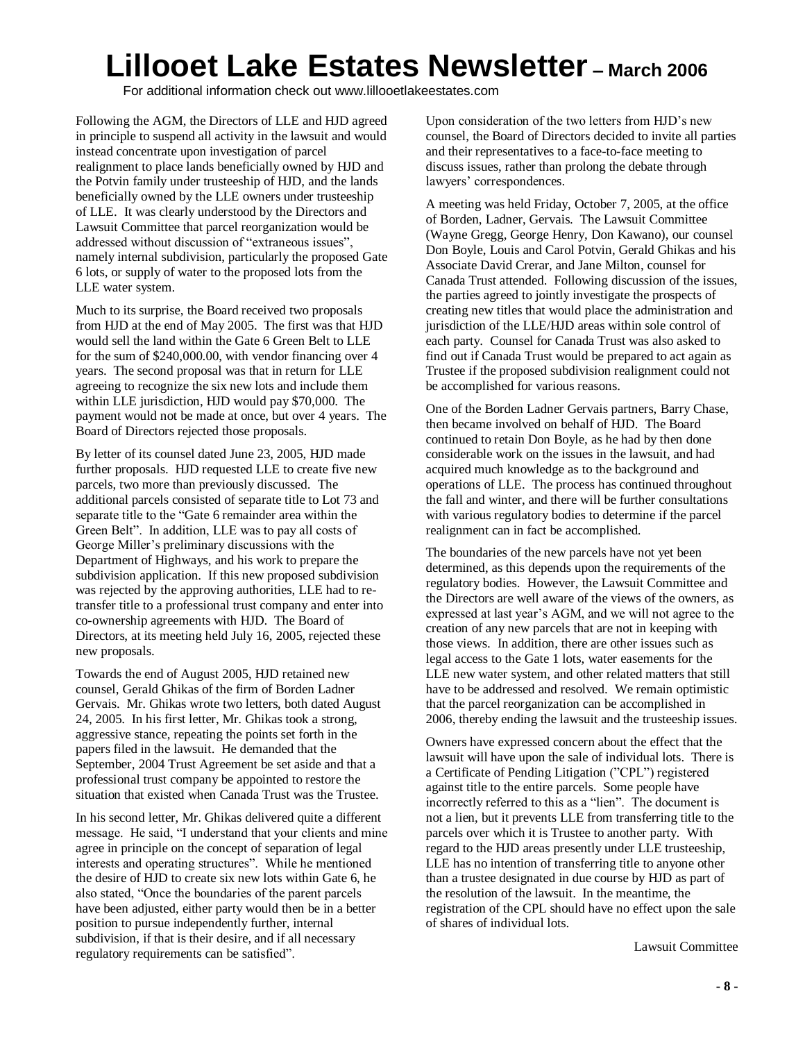# Lillooet Lake Estates Newsletter – March 2006

For additional information check out www.lillooetlakeestates.com

Following the AGM, the Directors of LLE and HJD agreed in principle to suspend all activity in the lawsuit and would instead concentrate upon investigation of parcel realignment to place lands beneficially owned by HJD and the Potvin family under trusteeship of HJD, and the lands beneficially owned by the LLE owners under trusteeship of LLE. It was clearly understood by the Directors and Lawsuit Committee that parcel reorganization would be addressed without discussion of "extraneous issues", namely internal subdivision, particularly the proposed Gate 6 lots, or supply of water to the proposed lots from the LLE water system.

Much to its surprise, the Board received two proposals from HJD at the end of May 2005. The first was that HJD would sell the land within the Gate 6 Green Belt to LLE for the sum of $240,000.00, with vendor financing over 4 years. The second proposal was that in return for LLE agreeing to recognize the six new lots and include them within LLE jurisdiction, HJD would pay $70,000. The payment would not be made at once, but over 4 years. The Board of Directors rejected those proposals.

By letter of its counsel dated June 23, 2005, HJD made further proposals. HJD requested LLE to create five new parcels, two more than previously discussed. The additional parcels consisted of separate title to Lot 73 and separate title to the "Gate 6 remainder area within the Green Belt". In addition, LLE was to pay all costs of George Miller's preliminary discussions with the Department of Highways, and his work to prepare the subdivision application. If this new proposed subdivision was rejected by the approving authorities, LLE had to re-transfer title to a professional trust company and enter into co-ownership agreements with HJD. The Board of Directors, at its meeting held July 16, 2005, rejected these new proposals.

Towards the end of August 2005, HJD retained new counsel, Gerald Ghikas of the firm of Borden Ladner Gervais. Mr. Ghikas wrote two letters, both dated August 24, 2005. In his first letter, Mr. Ghikas took a strong, aggressive stance, repeating the points set forth in the papers filed in the lawsuit. He demanded that the September, 2004 Trust Agreement be set aside and that a professional trust company be appointed to restore the situation that existed when Canada Trust was the Trustee.

In his second letter, Mr. Ghikas delivered quite a different message. He said, "I understand that your clients and mine agree in principle on the concept of separation of legal interests and operating structures". While he mentioned the desire of HJD to create six new lots within Gate 6, he also stated, "Once the boundaries of the parent parcels have been adjusted, either party would then be in a better position to pursue independently further, internal subdivision, if that is their desire, and if all necessary regulatory requirements can be satisfied".

Upon consideration of the two letters from HJD's new counsel, the Board of Directors decided to invite all parties and their representatives to a face-to-face meeting to discuss issues, rather than prolong the debate through lawyers' correspondences.

A meeting was held Friday, October 7, 2005, at the office of Borden, Ladner, Gervais. The Lawsuit Committee (Wayne Gregg, George Henry, Don Kawano), our counsel Don Boyle, Louis and Carol Potvin, Gerald Ghikas and his Associate David Crerar, and Jane Milton, counsel for Canada Trust attended. Following discussion of the issues, the parties agreed to jointly investigate the prospects of creating new titles that would place the administration and jurisdiction of the LLE/HJD areas within sole control of each party. Counsel for Canada Trust was also asked to find out if Canada Trust would be prepared to act again as Trustee if the proposed subdivision realignment could not be accomplished for various reasons.

One of the Borden Ladner Gervais partners, Barry Chase, then became involved on behalf of HJD. The Board continued to retain Don Boyle, as he had by then done considerable work on the issues in the lawsuit, and had acquired much knowledge as to the background and operations of LLE. The process has continued throughout the fall and winter, and there will be further consultations with various regulatory bodies to determine if the parcel realignment can in fact be accomplished.

The boundaries of the new parcels have not yet been determined, as this depends upon the requirements of the regulatory bodies. However, the Lawsuit Committee and the Directors are well aware of the views of the owners, as expressed at last year's AGM, and we will not agree to the creation of any new parcels that are not in keeping with those views. In addition, there are other issues such as legal access to the Gate 1 lots, water easements for the LLE new water system, and other related matters that still have to be addressed and resolved. We remain optimistic that the parcel reorganization can be accomplished in 2006, thereby ending the lawsuit and the trusteeship issues.

Owners have expressed concern about the effect that the lawsuit will have upon the sale of individual lots. There is a Certificate of Pending Litigation ("CPL") registered against title to the entire parcels. Some people have incorrectly referred to this as a "lien". The document is not a lien, but it prevents LLE from transferring title to the parcels over which it is Trustee to another party. With regard to the HJD areas presently under LLE trusteeship, LLE has no intention of transferring title to anyone other than a trustee designated in due course by HJD as part of the resolution of the lawsuit. In the meantime, the registration of the CPL should have no effect upon the sale of shares of individual lots.

Lawsuit Committee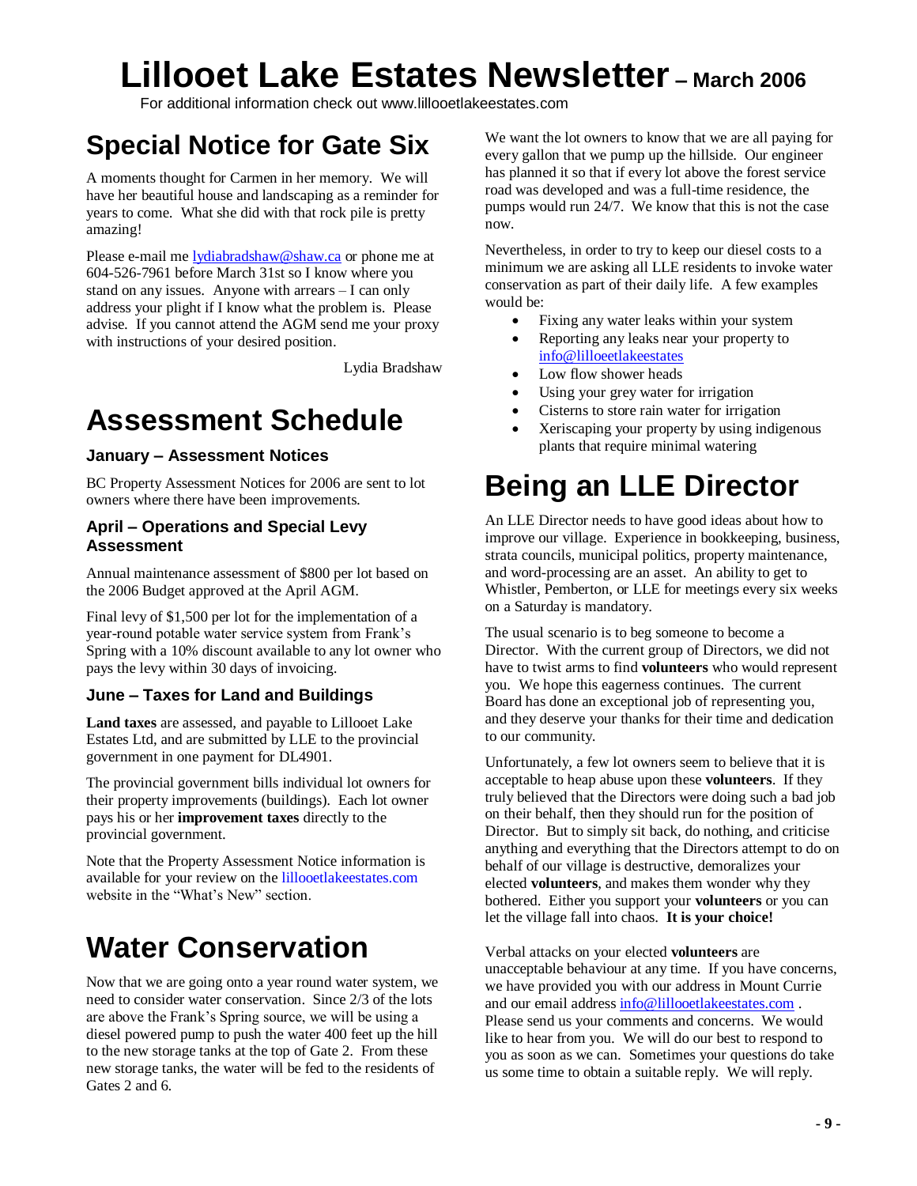# Lillooet Lake Estates Newsletter – March 2006

For additional information check out www.lillooetlakeestates.com

## Special Notice for Gate Six

A moments thought for Carmen in her memory. We will have her beautiful house and landscaping as a reminder for years to come. What she did with that rock pile is pretty amazing!

Please e-mail me lydiabradshaw@shaw.ca or phone me at 604-526-7961 before March 31st so I know where you stand on any issues. Anyone with arrears – I can only address your plight if I know what the problem is. Please advise. If you cannot attend the AGM send me your proxy with instructions of your desired position.

Lydia Bradshaw

## Assessment Schedule

### January – Assessment Notices

BC Property Assessment Notices for 2006 are sent to lot owners where there have been improvements.

### April – Operations and Special Levy Assessment

Annual maintenance assessment of $800 per lot based on the 2006 Budget approved at the April AGM.

Final levy of $1,500 per lot for the implementation of a year-round potable water service system from Frank's Spring with a 10% discount available to any lot owner who pays the levy within 30 days of invoicing.

### June – Taxes for Land and Buildings

**Land taxes** are assessed, and payable to Lillooet Lake Estates Ltd, and are submitted by LLE to the provincial government in one payment for DL4901.

The provincial government bills individual lot owners for their property improvements (buildings). Each lot owner pays his or her **improvement taxes** directly to the provincial government.

Note that the Property Assessment Notice information is available for your review on the lillooetlakeestates.com website in the "What's New" section.

## Water Conservation

Now that we are going onto a year round water system, we need to consider water conservation. Since 2/3 of the lots are above the Frank's Spring source, we will be using a diesel powered pump to push the water 400 feet up the hill to the new storage tanks at the top of Gate 2. From these new storage tanks, the water will be fed to the residents of Gates 2 and 6.

We want the lot owners to know that we are all paying for every gallon that we pump up the hillside. Our engineer has planned it so that if every lot above the forest service road was developed and was a full-time residence, the pumps would run 24/7. We know that this is not the case now.

Nevertheless, in order to try to keep our diesel costs to a minimum we are asking all LLE residents to invoke water conservation as part of their daily life. A few examples would be:

- Fixing any water leaks within your system
- Reporting any leaks near your property to info@lillooetlakeestates
- Low flow shower heads
- Using your grey water for irrigation
- Cisterns to store rain water for irrigation
- Xeriscaping your property by using indigenous plants that require minimal watering

## Being an LLE Director

An LLE Director needs to have good ideas about how to improve our village. Experience in bookkeeping, business, strata councils, municipal politics, property maintenance, and word-processing are an asset. An ability to get to Whistler, Pemberton, or LLE for meetings every six weeks on a Saturday is mandatory.

The usual scenario is to beg someone to become a Director. With the current group of Directors, we did not have to twist arms to find **volunteers** who would represent you. We hope this eagerness continues. The current Board has done an exceptional job of representing you, and they deserve your thanks for their time and dedication to our community.

Unfortunately, a few lot owners seem to believe that it is acceptable to heap abuse upon these **volunteers**. If they truly believed that the Directors were doing such a bad job on their behalf, then they should run for the position of Director. But to simply sit back, do nothing, and criticise anything and everything that the Directors attempt to do on behalf of our village is destructive, demoralizes your elected **volunteers**, and makes them wonder why they bothered. Either you support your **volunteers** or you can let the village fall into chaos. **It is your choice!**

Verbal attacks on your elected **volunteers** are unacceptable behaviour at any time. If you have concerns, we have provided you with our address in Mount Currie and our email address info@lillooetlakeestates.com . Please send us your comments and concerns. We would like to hear from you. We will do our best to respond to you as soon as we can. Sometimes your questions do take us some time to obtain a suitable reply. We will reply.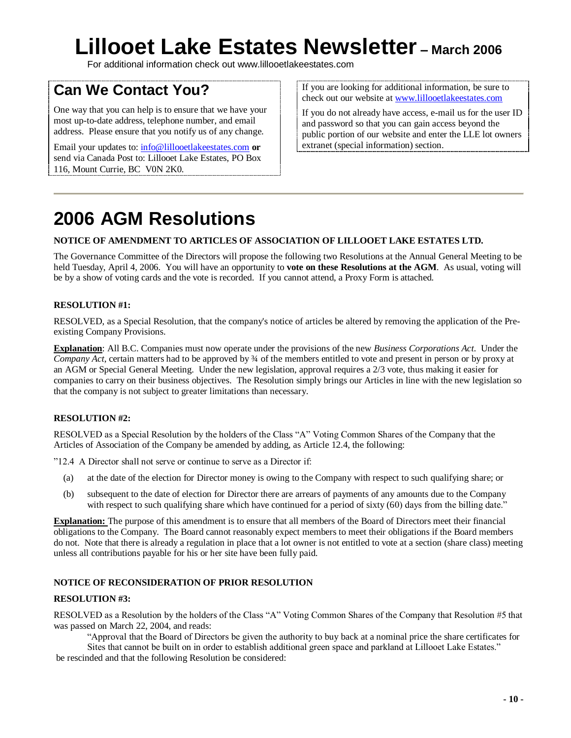# Lillooet Lake Estates Newsletter – March 2006

For additional information check out www.lillooetlakeestates.com

## Can We Contact You?

One way that you can help is to ensure that we have your most up-to-date address, telephone number, and email address. Please ensure that you notify us of any change.

Email your updates to: info@lillooetlakeestates.com **or** send via Canada Post to: Lillooet Lake Estates, PO Box 116, Mount Currie, BC V0N 2K0.

If you are looking for additional information, be sure to check out our website at www.lillooetlakeestates.com

If you do not already have access, e-mail us for the user ID and password so that you can gain access beyond the public portion of our website and enter the LLE lot owners extranet (special information) section.

# 2006 AGM Resolutions

**NOTICE OF AMENDMENT TO ARTICLES OF ASSOCIATION OF LILLOOET LAKE ESTATES LTD.**

The Governance Committee of the Directors will propose the following two Resolutions at the Annual General Meeting to be held Tuesday, April 4, 2006. You will have an opportunity to **vote on these Resolutions at the AGM**. As usual, voting will be by a show of voting cards and the vote is recorded. If you cannot attend, a Proxy Form is attached.

**RESOLUTION #1:**

RESOLVED, as a Special Resolution, that the company's notice of articles be altered by removing the application of the Pre-existing Company Provisions.

**Explanation**: All B.C. Companies must now operate under the provisions of the new *Business Corporations Act*. Under the *Company Act*, certain matters had to be approved by ¾ of the members entitled to vote and present in person or by proxy at an AGM or Special General Meeting. Under the new legislation, approval requires a 2/3 vote, thus making it easier for companies to carry on their business objectives. The Resolution simply brings our Articles in line with the new legislation so that the company is not subject to greater limitations than necessary.

**RESOLUTION #2:**

RESOLVED as a Special Resolution by the holders of the Class "A" Voting Common Shares of the Company that the Articles of Association of the Company be amended by adding, as Article 12.4, the following:

"12.4 A Director shall not serve or continue to serve as a Director if:

(a) at the date of the election for Director money is owing to the Company with respect to such qualifying share; or

(b) subsequent to the date of election for Director there are arrears of payments of any amounts due to the Company with respect to such qualifying share which have continued for a period of sixty (60) days from the billing date."

**Explanation:** The purpose of this amendment is to ensure that all members of the Board of Directors meet their financial obligations to the Company. The Board cannot reasonably expect members to meet their obligations if the Board members do not. Note that there is already a regulation in place that a lot owner is not entitled to vote at a section (share class) meeting unless all contributions payable for his or her site have been fully paid.

**NOTICE OF RECONSIDERATION OF PRIOR RESOLUTION**

**RESOLUTION #3:**

RESOLVED as a Resolution by the holders of the Class "A" Voting Common Shares of the Company that Resolution #5 that was passed on March 22, 2004, and reads:

> "Approval that the Board of Directors be given the authority to buy back at a nominal price the share certificates for Sites that cannot be built on in order to establish additional green space and parkland at Lillooet Lake Estates."

be rescinded and that the following Resolution be considered: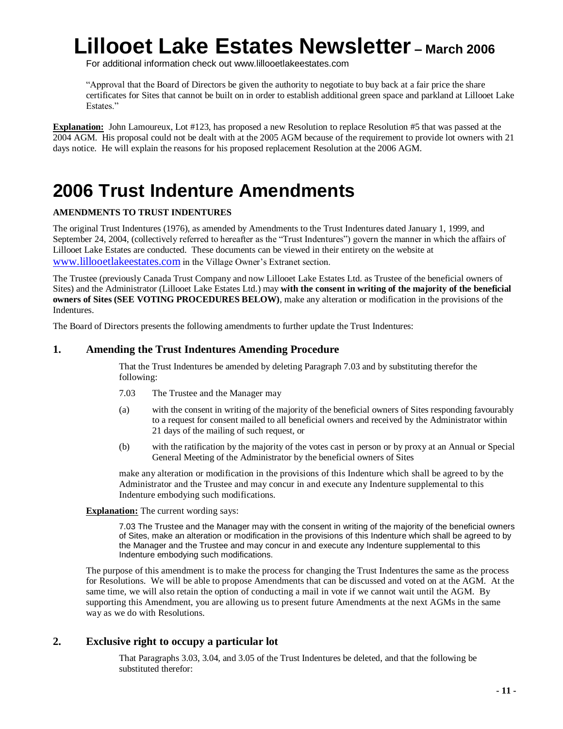# Lillooet Lake Estates Newsletter – March 2006

For additional information check out www.lillooetlakeestates.com

"Approval that the Board of Directors be given the authority to negotiate to buy back at a fair price the share certificates for Sites that cannot be built on in order to establish additional green space and parkland at Lillooet Lake Estates."

**Explanation:** John Lamoureux, Lot #123, has proposed a new Resolution to replace Resolution #5 that was passed at the 2004 AGM. His proposal could not be dealt with at the 2005 AGM because of the requirement to provide lot owners with 21 days notice. He will explain the reasons for his proposed replacement Resolution at the 2006 AGM.

# 2006 Trust Indenture Amendments

**AMENDMENTS TO TRUST INDENTURES**

The original Trust Indentures (1976), as amended by Amendments to the Trust Indentures dated January 1, 1999, and September 24, 2004, (collectively referred to hereafter as the "Trust Indentures") govern the manner in which the affairs of Lillooet Lake Estates are conducted. These documents can be viewed in their entirety on the website at www.lillooetlakeestates.com in the Village Owner's Extranet section.

The Trustee (previously Canada Trust Company and now Lillooet Lake Estates Ltd. as Trustee of the beneficial owners of Sites) and the Administrator (Lillooet Lake Estates Ltd.) may **with the consent in writing of the majority of the beneficial owners of Sites (SEE VOTING PROCEDURES BELOW)**, make any alteration or modification in the provisions of the Indentures.

The Board of Directors presents the following amendments to further update the Trust Indentures:

## 1. Amending the Trust Indentures Amending Procedure

That the Trust Indentures be amended by deleting Paragraph 7.03 and by substituting therefor the following:

7.03 The Trustee and the Manager may

(a) with the consent in writing of the majority of the beneficial owners of Sites responding favourably to a request for consent mailed to all beneficial owners and received by the Administrator within 21 days of the mailing of such request, or

(b) with the ratification by the majority of the votes cast in person or by proxy at an Annual or Special General Meeting of the Administrator by the beneficial owners of Sites

make any alteration or modification in the provisions of this Indenture which shall be agreed to by the Administrator and the Trustee and may concur in and execute any Indenture supplemental to this Indenture embodying such modifications.

**Explanation:** The current wording says:

> 7.03 The Trustee and the Manager may with the consent in writing of the majority of the beneficial owners of Sites, make an alteration or modification in the provisions of this Indenture which shall be agreed to by the Manager and the Trustee and may concur in and execute any Indenture supplemental to this Indenture embodying such modifications.

The purpose of this amendment is to make the process for changing the Trust Indentures the same as the process for Resolutions. We will be able to propose Amendments that can be discussed and voted on at the AGM. At the same time, we will also retain the option of conducting a mail in vote if we cannot wait until the AGM. By supporting this Amendment, you are allowing us to present future Amendments at the next AGMs in the same way as we do with Resolutions.

## 2. Exclusive right to occupy a particular lot

That Paragraphs 3.03, 3.04, and 3.05 of the Trust Indentures be deleted, and that the following be substituted therefor: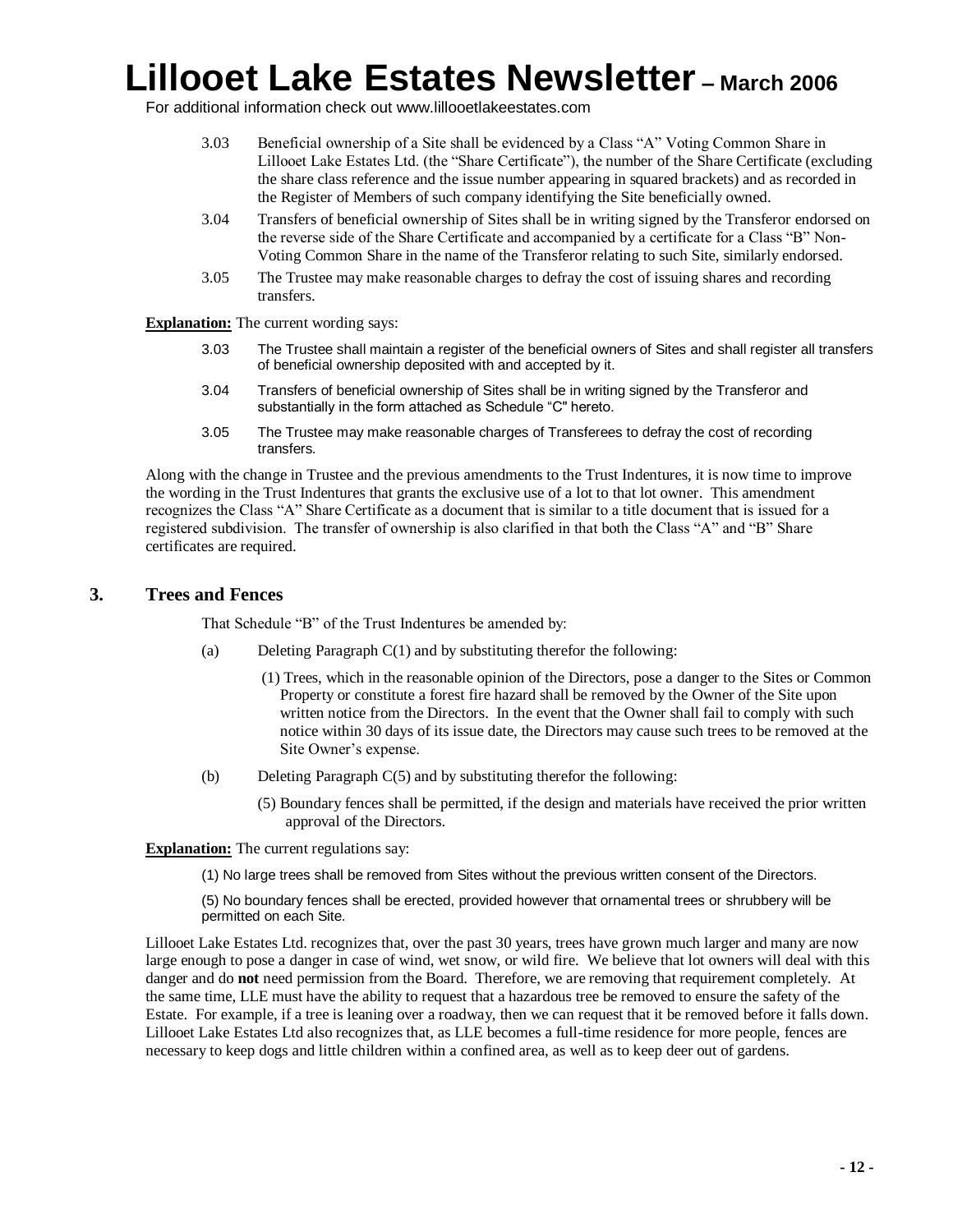3.03 Beneficial ownership of a Site shall be evidenced by a Class "A" Voting Common Share in Lillooet Lake Estates Ltd. (the "Share Certificate"), the number of the Share Certificate (excluding the share class reference and the issue number appearing in squared brackets) and as recorded in the Register of Members of such company identifying the Site beneficially owned.

3.04 Transfers of beneficial ownership of Sites shall be in writing signed by the Transferor endorsed on the reverse side of the Share Certificate and accompanied by a certificate for a Class "B" Non-Voting Common Share in the name of the Transferor relating to such Site, similarly endorsed.

3.05 The Trustee may make reasonable charges to defray the cost of issuing shares and recording transfers.

**Explanation:** The current wording says:

3.03 The Trustee shall maintain a register of the beneficial owners of Sites and shall register all transfers of beneficial ownership deposited with and accepted by it.

3.04 Transfers of beneficial ownership of Sites shall be in writing signed by the Transferor and substantially in the form attached as Schedule "C" hereto.

3.05 The Trustee may make reasonable charges of Transferees to defray the cost of recording transfers.

Along with the change in Trustee and the previous amendments to the Trust Indentures, it is now time to improve the wording in the Trust Indentures that grants the exclusive use of a lot to that lot owner. This amendment recognizes the Class "A" Share Certificate as a document that is similar to a title document that is issued for a registered subdivision. The transfer of ownership is also clarified in that both the Class "A" and "B" Share certificates are required.

## 3. Trees and Fences

That Schedule "B" of the Trust Indentures be amended by:

(a) Deleting Paragraph C(1) and by substituting therefor the following:

(1) Trees, which in the reasonable opinion of the Directors, pose a danger to the Sites or Common Property or constitute a forest fire hazard shall be removed by the Owner of the Site upon written notice from the Directors. In the event that the Owner shall fail to comply with such notice within 30 days of its issue date, the Directors may cause such trees to be removed at the Site Owner's expense.

(b) Deleting Paragraph C(5) and by substituting therefor the following:

(5) Boundary fences shall be permitted, if the design and materials have received the prior written approval of the Directors.

**Explanation:** The current regulations say:

(1) No large trees shall be removed from Sites without the previous written consent of the Directors.

(5) No boundary fences shall be erected, provided however that ornamental trees or shrubbery will be permitted on each Site.

Lillooet Lake Estates Ltd. recognizes that, over the past 30 years, trees have grown much larger and many are now large enough to pose a danger in case of wind, wet snow, or wild fire. We believe that lot owners will deal with this danger and do **not** need permission from the Board. Therefore, we are removing that requirement completely. At the same time, LLE must have the ability to request that a hazardous tree be removed to ensure the safety of the Estate. For example, if a tree is leaning over a roadway, then we can request that it be removed before it falls down. Lillooet Lake Estates Ltd also recognizes that, as LLE becomes a full-time residence for more people, fences are necessary to keep dogs and little children within a confined area, as well as to keep deer out of gardens.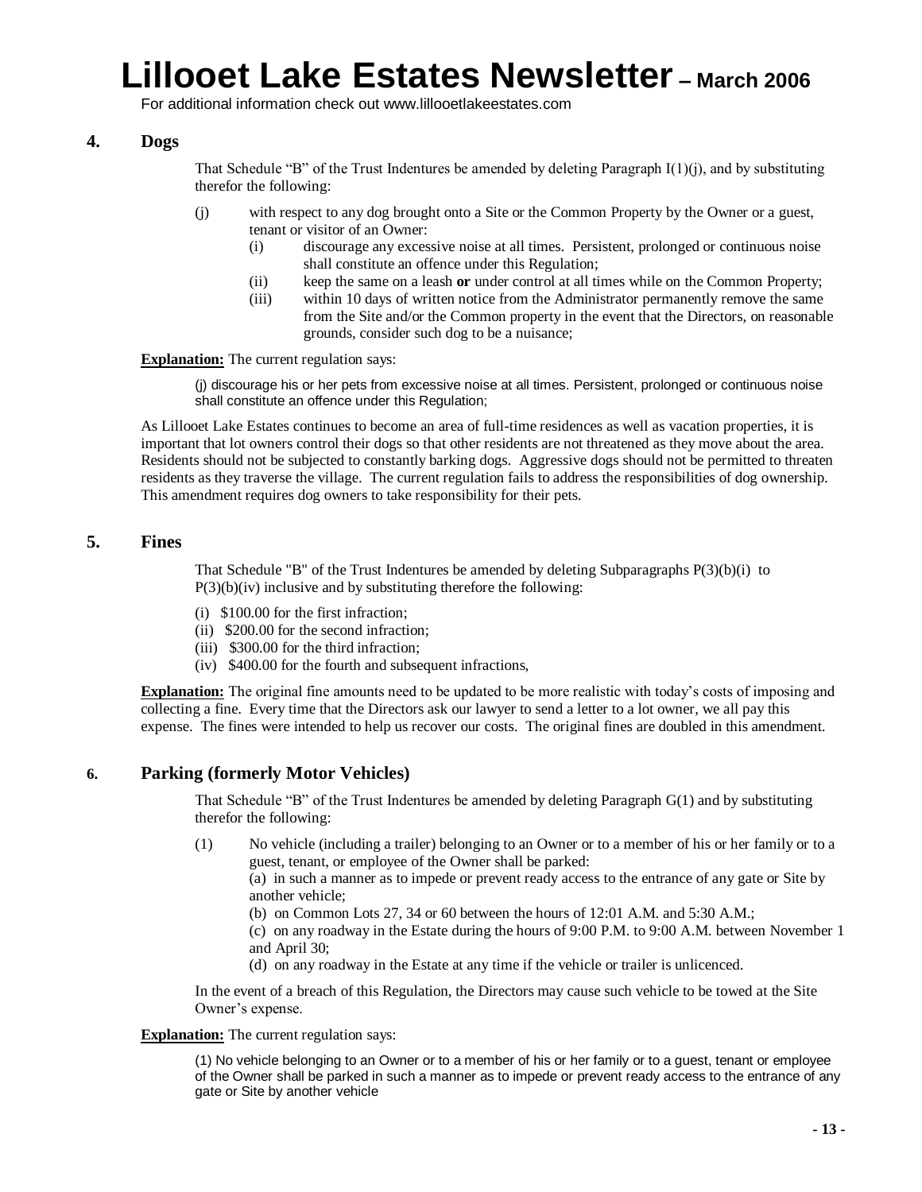## 4. Dogs

That Schedule "B" of the Trust Indentures be amended by deleting Paragraph I(1)(j), and by substituting therefor the following:

(j) with respect to any dog brought onto a Site or the Common Property by the Owner or a guest, tenant or visitor of an Owner:

   (i) discourage any excessive noise at all times. Persistent, prolonged or continuous noise shall constitute an offence under this Regulation;

   (ii) keep the same on a leash **or** under control at all times while on the Common Property;

   (iii) within 10 days of written notice from the Administrator permanently remove the same from the Site and/or the Common property in the event that the Directors, on reasonable grounds, consider such dog to be a nuisance;

**Explanation:** The current regulation says:

> (j) discourage his or her pets from excessive noise at all times. Persistent, prolonged or continuous noise shall constitute an offence under this Regulation;

As Lillooet Lake Estates continues to become an area of full-time residences as well as vacation properties, it is important that lot owners control their dogs so that other residents are not threatened as they move about the area. Residents should not be subjected to constantly barking dogs. Aggressive dogs should not be permitted to threaten residents as they traverse the village. The current regulation fails to address the responsibilities of dog ownership. This amendment requires dog owners to take responsibility for their pets.

## 5. Fines

That Schedule "B" of the Trust Indentures be amended by deleting Subparagraphs P(3)(b)(i) to P(3)(b)(iv) inclusive and by substituting therefore the following:

(i) $100.00 for the first infraction;
(ii) $200.00 for the second infraction;
(iii) $300.00 for the third infraction;
(iv) $400.00 for the fourth and subsequent infractions,

**Explanation:** The original fine amounts need to be updated to be more realistic with today's costs of imposing and collecting a fine. Every time that the Directors ask our lawyer to send a letter to a lot owner, we all pay this expense. The fines were intended to help us recover our costs. The original fines are doubled in this amendment.

## 6. Parking (formerly Motor Vehicles)

That Schedule "B" of the Trust Indentures be amended by deleting Paragraph G(1) and by substituting therefor the following:

(1) No vehicle (including a trailer) belonging to an Owner or to a member of his or her family or to a guest, tenant, or employee of the Owner shall be parked:

   (a) in such a manner as to impede or prevent ready access to the entrance of any gate or Site by another vehicle;

   (b) on Common Lots 27, 34 or 60 between the hours of 12:01 A.M. and 5:30 A.M.;

   (c) on any roadway in the Estate during the hours of 9:00 P.M. to 9:00 A.M. between November 1 and April 30;

   (d) on any roadway in the Estate at any time if the vehicle or trailer is unlicenced.

In the event of a breach of this Regulation, the Directors may cause such vehicle to be towed at the Site Owner's expense.

**Explanation:** The current regulation says:

> (1) No vehicle belonging to an Owner or to a member of his or her family or to a guest, tenant or employee of the Owner shall be parked in such a manner as to impede or prevent ready access to the entrance of any gate or Site by another vehicle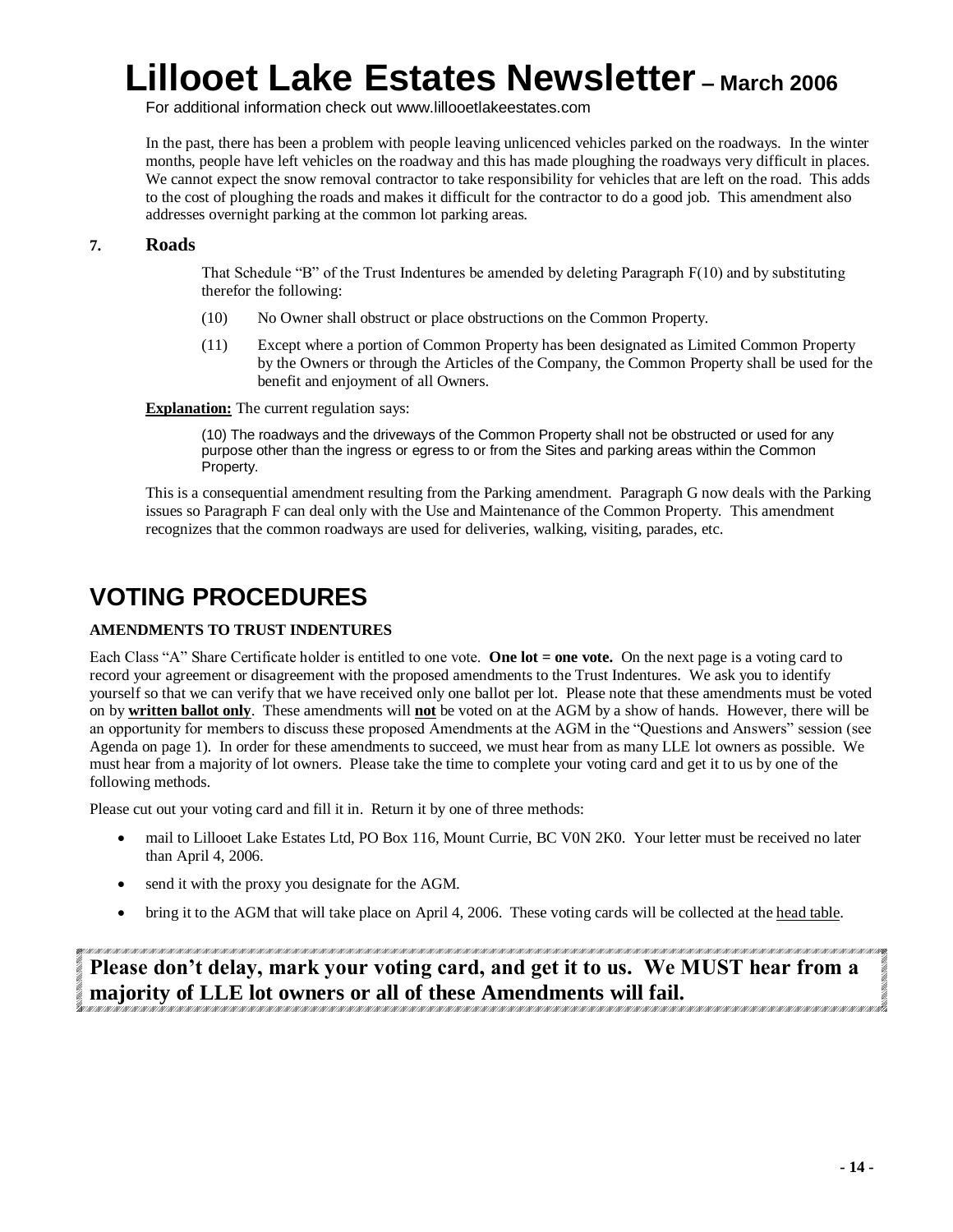# Lillooet Lake Estates Newsletter – March 2006

For additional information check out www.lillooetlakeestates.com

In the past, there has been a problem with people leaving unlicenced vehicles parked on the roadways. In the winter months, people have left vehicles on the roadway and this has made ploughing the roadways very difficult in places. We cannot expect the snow removal contractor to take responsibility for vehicles that are left on the road. This adds to the cost of ploughing the roads and makes it difficult for the contractor to do a good job. This amendment also addresses overnight parking at the common lot parking areas.

### 7. Roads

That Schedule "B" of the Trust Indentures be amended by deleting Paragraph F(10) and by substituting therefor the following:

(10) No Owner shall obstruct or place obstructions on the Common Property.

(11) Except where a portion of Common Property has been designated as Limited Common Property by the Owners or through the Articles of the Company, the Common Property shall be used for the benefit and enjoyment of all Owners.

**Explanation:** The current regulation says:

> (10) The roadways and the driveways of the Common Property shall not be obstructed or used for any purpose other than the ingress or egress to or from the Sites and parking areas within the Common Property.

This is a consequential amendment resulting from the Parking amendment. Paragraph G now deals with the Parking issues so Paragraph F can deal only with the Use and Maintenance of the Common Property. This amendment recognizes that the common roadways are used for deliveries, walking, visiting, parades, etc.

## VOTING PROCEDURES

**AMENDMENTS TO TRUST INDENTURES**

Each Class "A" Share Certificate holder is entitled to one vote. **One lot = one vote.** On the next page is a voting card to record your agreement or disagreement with the proposed amendments to the Trust Indentures. We ask you to identify yourself so that we can verify that we have received only one ballot per lot. Please note that these amendments must be voted on by **written ballot only**. These amendments will **not** be voted on at the AGM by a show of hands. However, there will be an opportunity for members to discuss these proposed Amendments at the AGM in the "Questions and Answers" session (see Agenda on page 1). In order for these amendments to succeed, we must hear from as many LLE lot owners as possible. We must hear from a majority of lot owners. Please take the time to complete your voting card and get it to us by one of the following methods.

Please cut out your voting card and fill it in. Return it by one of three methods:

- mail to Lillooet Lake Estates Ltd, PO Box 116, Mount Currie, BC V0N 2K0. Your letter must be received no later than April 4, 2006.
- send it with the proxy you designate for the AGM.
- bring it to the AGM that will take place on April 4, 2006. These voting cards will be collected at the head table.

**Please don't delay, mark your voting card, and get it to us. We MUST hear from a majority of LLE lot owners or all of these Amendments will fail.**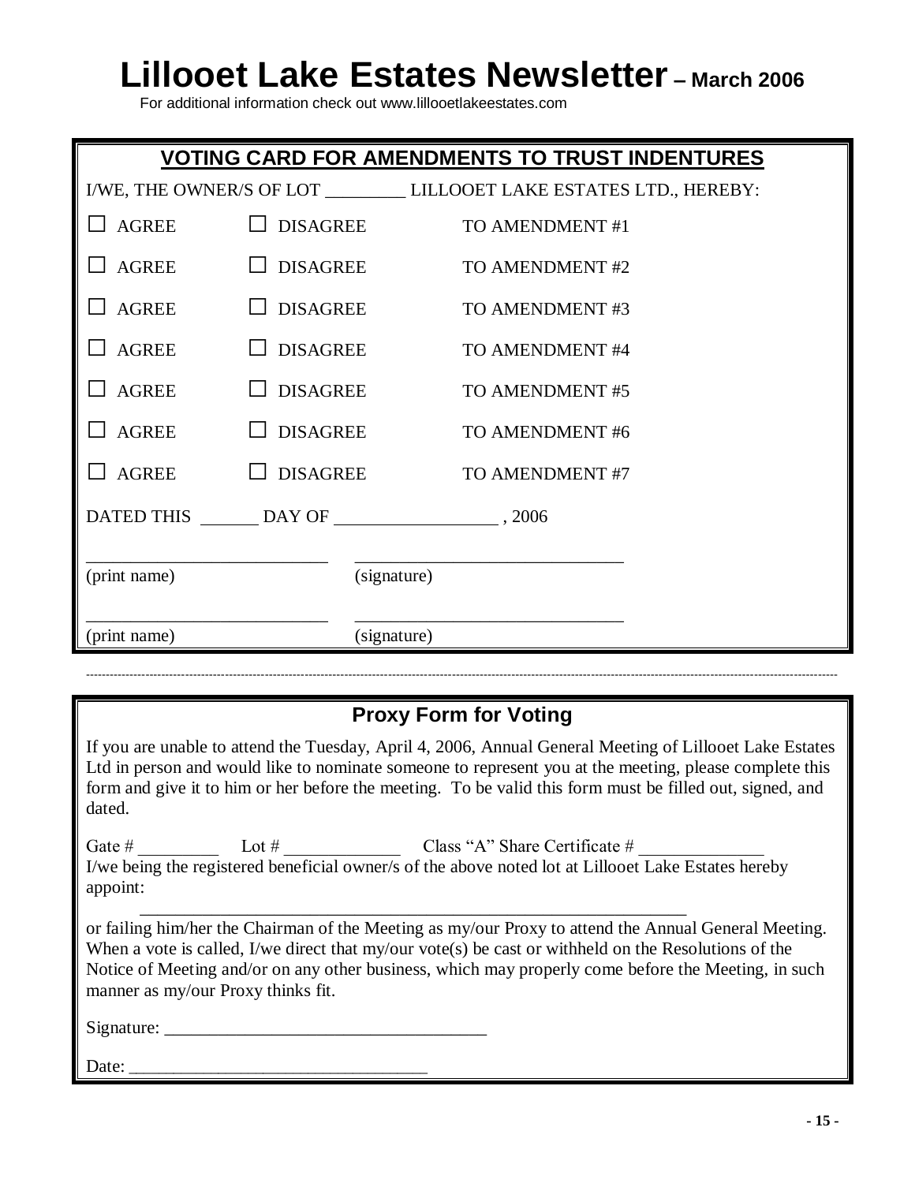# Lillooet Lake Estates Newsletter – March 2006

For additional information check out www.lillooetlakeestates.com

## VOTING CARD FOR AMENDMENTS TO TRUST INDENTURES

I/WE, THE OWNER/S OF LOT _________ LILLOOET LAKE ESTATES LTD., HEREBY:

☐ AGREE ☐ DISAGREE TO AMENDMENT #1

☐ AGREE ☐ DISAGREE TO AMENDMENT #2

☐ AGREE ☐ DISAGREE TO AMENDMENT #3

☐ AGREE ☐ DISAGREE TO AMENDMENT #4

☐ AGREE ☐ DISAGREE TO AMENDMENT #5

☐ AGREE ☐ DISAGREE TO AMENDMENT #6

☐ AGREE ☐ DISAGREE TO AMENDMENT #7

DATED THIS ______ DAY OF _________________ , 2006

___________________________ ______________________________
(print name) (signature)

___________________________ ______________________________
(print name) (signature)

---

## Proxy Form for Voting

If you are unable to attend the Tuesday, April 4, 2006, Annual General Meeting of Lillooet Lake Estates Ltd in person and would like to nominate someone to represent you at the meeting, please complete this form and give it to him or her before the meeting. To be valid this form must be filled out, signed, and dated.

Gate # _________ Lot # _____________ Class "A" Share Certificate # ______________

I/we being the registered beneficial owner/s of the above noted lot at Lillooet Lake Estates hereby appoint:

_______________________________________________________________

or failing him/her the Chairman of the Meeting as my/our Proxy to attend the Annual General Meeting. When a vote is called, I/we direct that my/our vote(s) be cast or withheld on the Resolutions of the Notice of Meeting and/or on any other business, which may properly come before the Meeting, in such manner as my/our Proxy thinks fit.

Signature: ____________________________________

Date: __________________________________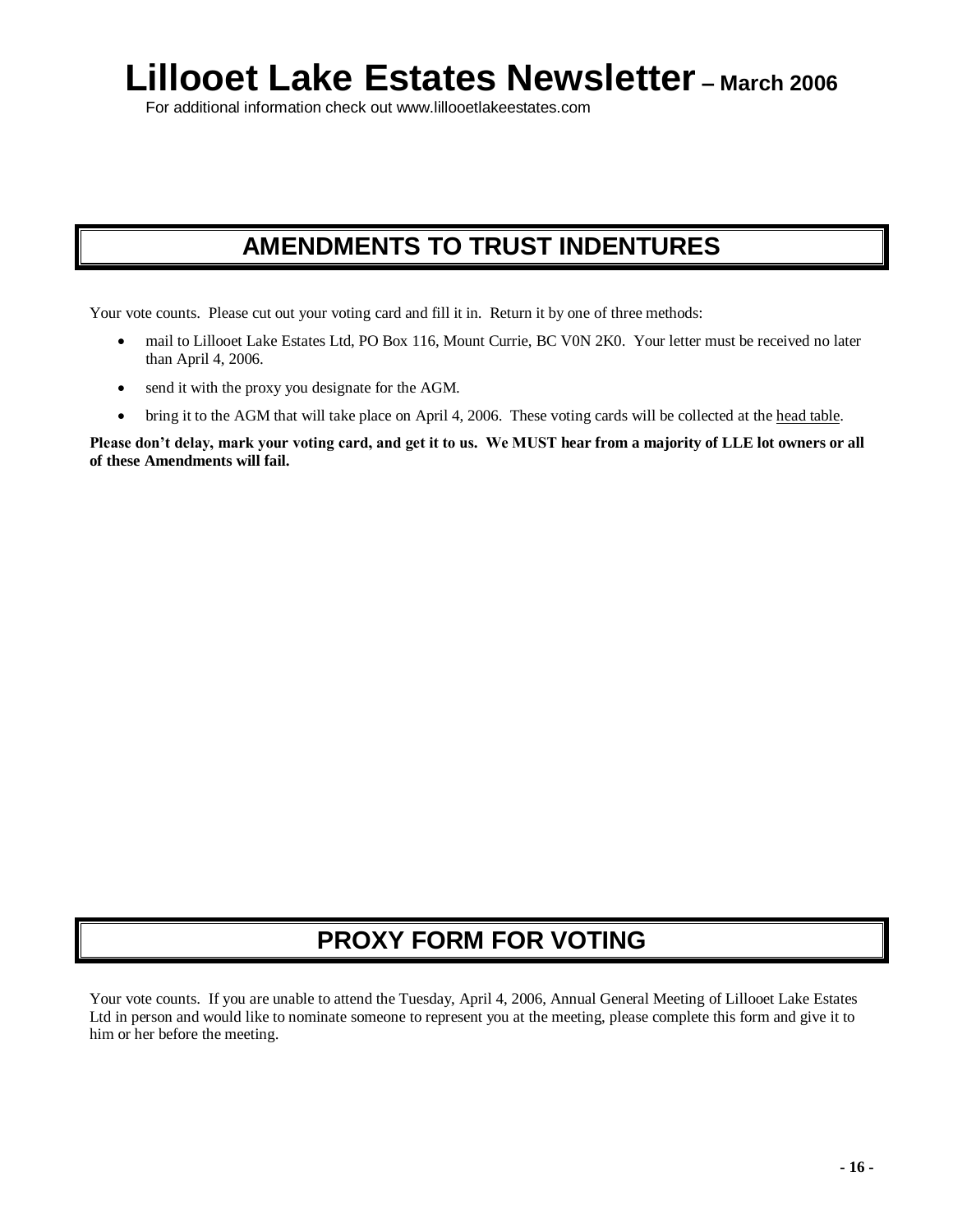# Lillooet Lake Estates Newsletter – March 2006

For additional information check out www.lillooetlakeestates.com

## AMENDMENTS TO TRUST INDENTURES

Your vote counts. Please cut out your voting card and fill it in. Return it by one of three methods:

- mail to Lillooet Lake Estates Ltd, PO Box 116, Mount Currie, BC V0N 2K0. Your letter must be received no later than April 4, 2006.
- send it with the proxy you designate for the AGM.
- bring it to the AGM that will take place on April 4, 2006. These voting cards will be collected at the head table.

**Please don't delay, mark your voting card, and get it to us. We MUST hear from a majority of LLE lot owners or all of these Amendments will fail.**

## PROXY FORM FOR VOTING

Your vote counts. If you are unable to attend the Tuesday, April 4, 2006, Annual General Meeting of Lillooet Lake Estates Ltd in person and would like to nominate someone to represent you at the meeting, please complete this form and give it to him or her before the meeting.